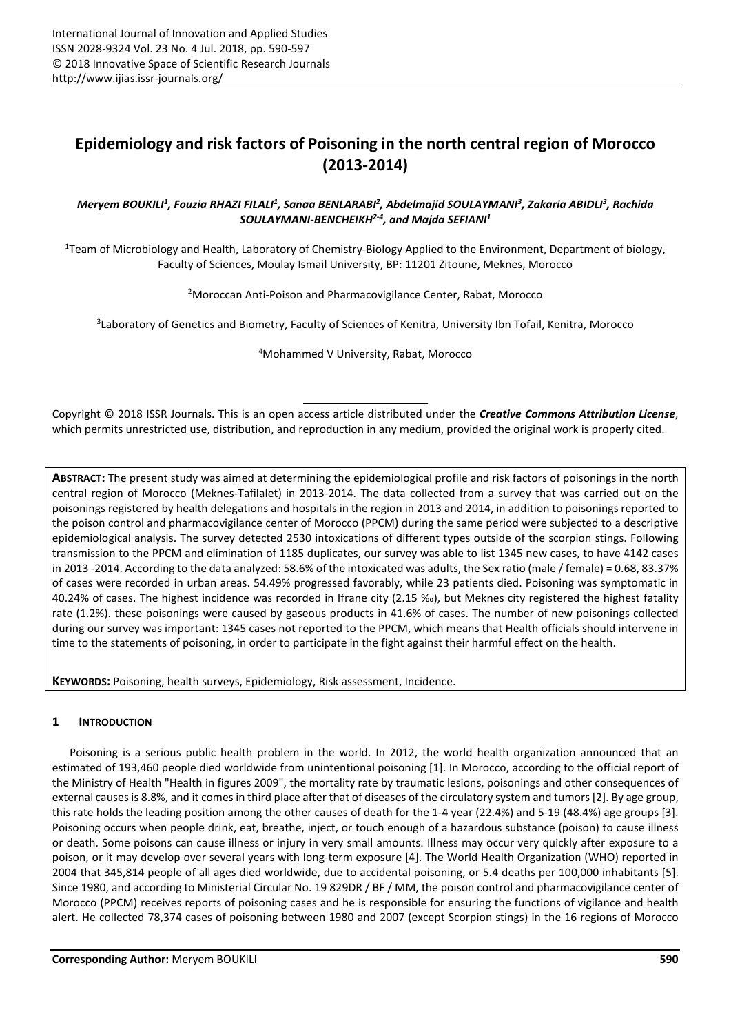# Epidemiology and risk factors of Poisoning in the north central region of Morocco (2013-2014)

***Meryem BOUKILI[1], Fouzia RHAZI FILALI[1], Sanaa BENLARABI[2], Abdelmajid SOULAYMANI[3], Zakaria ABIDLI[3], Rachida SOULAYMANI-BENCHEIKH[2-4], and Majda SEFIANI[1]***

[1]Team of Microbiology and Health, Laboratory of Chemistry-Biology Applied to the Environment, Department of biology, Faculty of Sciences, Moulay Ismail University, BP: 11201 Zitoune, Meknes, Morocco

[2]Moroccan Anti-Poison and Pharmacovigilance Center, Rabat, Morocco

[3]Laboratory of Genetics and Biometry, Faculty of Sciences of Kenitra, University Ibn Tofail, Kenitra, Morocco

[4]Mohammed V University, Rabat, Morocco

Copyright © 2018 ISSR Journals. This is an open access article distributed under the ***Creative Commons Attribution License***, which permits unrestricted use, distribution, and reproduction in any medium, provided the original work is properly cited.

**ABSTRACT:** The present study was aimed at determining the epidemiological profile and risk factors of poisonings in the north central region of Morocco (Meknes-Tafilalet) in 2013-2014. The data collected from a survey that was carried out on the poisonings registered by health delegations and hospitals in the region in 2013 and 2014, in addition to poisonings reported to the poison control and pharmacovigilance center of Morocco (PPCM) during the same period were subjected to a descriptive epidemiological analysis. The survey detected 2530 intoxications of different types outside of the scorpion stings. Following transmission to the PPCM and elimination of 1185 duplicates, our survey was able to list 1345 new cases, to have 4142 cases in 2013 -2014. According to the data analyzed: 58.6% of the intoxicated was adults, the Sex ratio (male / female) = 0.68, 83.37% of cases were recorded in urban areas. 54.49% progressed favorably, while 23 patients died. Poisoning was symptomatic in 40.24% of cases. The highest incidence was recorded in Ifrane city (2.15 ‰), but Meknes city registered the highest fatality rate (1.2%). these poisonings were caused by gaseous products in 41.6% of cases. The number of new poisonings collected during our survey was important: 1345 cases not reported to the PPCM, which means that Health officials should intervene in time to the statements of poisoning, in order to participate in the fight against their harmful effect on the health.

**KEYWORDS:** Poisoning, health surveys, Epidemiology, Risk assessment, Incidence.

## 1 INTRODUCTION

Poisoning is a serious public health problem in the world. In 2012, the world health organization announced that an estimated of 193,460 people died worldwide from unintentional poisoning [1]. In Morocco, according to the official report of the Ministry of Health "Health in figures 2009", the mortality rate by traumatic lesions, poisonings and other consequences of external causes is 8.8%, and it comes in third place after that of diseases of the circulatory system and tumors [2]. By age group, this rate holds the leading position among the other causes of death for the 1-4 year (22.4%) and 5-19 (48.4%) age groups [3]. Poisoning occurs when people drink, eat, breathe, inject, or touch enough of a hazardous substance (poison) to cause illness or death. Some poisons can cause illness or injury in very small amounts. Illness may occur very quickly after exposure to a poison, or it may develop over several years with long-term exposure [4]. The World Health Organization (WHO) reported in 2004 that 345,814 people of all ages died worldwide, due to accidental poisoning, or 5.4 deaths per 100,000 inhabitants [5]. Since 1980, and according to Ministerial Circular No. 19 829DR / BF / MM, the poison control and pharmacovigilance center of Morocco (PPCM) receives reports of poisoning cases and he is responsible for ensuring the functions of vigilance and health alert. He collected 78,374 cases of poisoning between 1980 and 2007 (except Scorpion stings) in the 16 regions of Morocco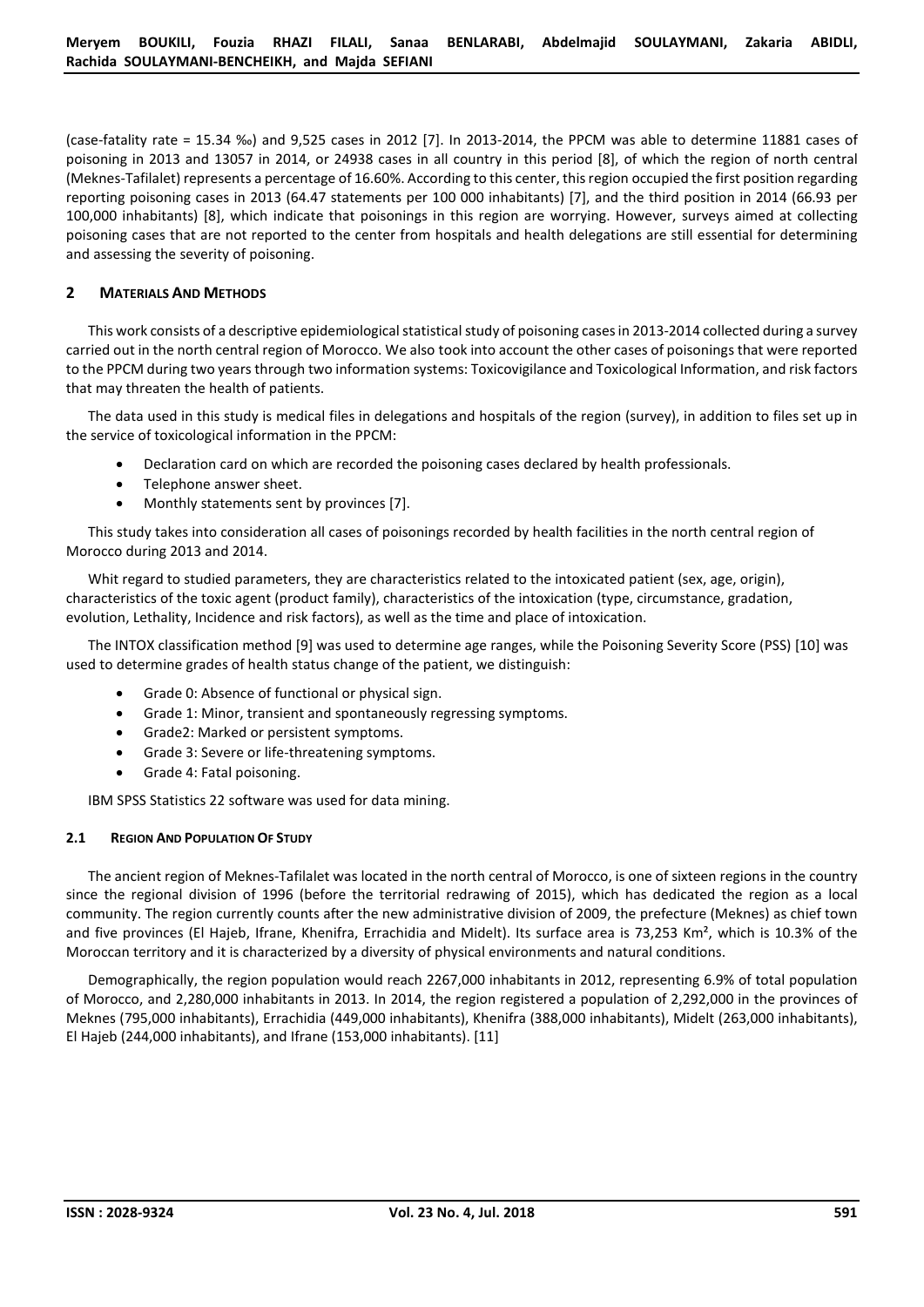(case-fatality rate = 15.34 ‰) and 9,525 cases in 2012 [7]. In 2013-2014, the PPCM was able to determine 11881 cases of poisoning in 2013 and 13057 in 2014, or 24938 cases in all country in this period [8], of which the region of north central (Meknes-Tafilalet) represents a percentage of 16.60%. According to this center, this region occupied the first position regarding reporting poisoning cases in 2013 (64.47 statements per 100 000 inhabitants) [7], and the third position in 2014 (66.93 per 100,000 inhabitants) [8], which indicate that poisonings in this region are worrying. However, surveys aimed at collecting poisoning cases that are not reported to the center from hospitals and health delegations are still essential for determining and assessing the severity of poisoning.

## 2 MATERIALS AND METHODS

This work consists of a descriptive epidemiological statistical study of poisoning cases in 2013-2014 collected during a survey carried out in the north central region of Morocco. We also took into account the other cases of poisonings that were reported to the PPCM during two years through two information systems: Toxicovigilance and Toxicological Information, and risk factors that may threaten the health of patients.

The data used in this study is medical files in delegations and hospitals of the region (survey), in addition to files set up in the service of toxicological information in the PPCM:

- Declaration card on which are recorded the poisoning cases declared by health professionals.
- Telephone answer sheet.
- Monthly statements sent by provinces [7].

This study takes into consideration all cases of poisonings recorded by health facilities in the north central region of Morocco during 2013 and 2014.

Whit regard to studied parameters, they are characteristics related to the intoxicated patient (sex, age, origin), characteristics of the toxic agent (product family), characteristics of the intoxication (type, circumstance, gradation, evolution, Lethality, Incidence and risk factors), as well as the time and place of intoxication.

The INTOX classification method [9] was used to determine age ranges, while the Poisoning Severity Score (PSS) [10] was used to determine grades of health status change of the patient, we distinguish:

- Grade 0: Absence of functional or physical sign.
- Grade 1: Minor, transient and spontaneously regressing symptoms.
- Grade2: Marked or persistent symptoms.
- Grade 3: Severe or life-threatening symptoms.
- Grade 4: Fatal poisoning.

IBM SPSS Statistics 22 software was used for data mining.

### 2.1 REGION AND POPULATION OF STUDY

The ancient region of Meknes-Tafilalet was located in the north central of Morocco, is one of sixteen regions in the country since the regional division of 1996 (before the territorial redrawing of 2015), which has dedicated the region as a local community. The region currently counts after the new administrative division of 2009, the prefecture (Meknes) as chief town and five provinces (El Hajeb, Ifrane, Khenifra, Errachidia and Midelt). Its surface area is 73,253 Km², which is 10.3% of the Moroccan territory and it is characterized by a diversity of physical environments and natural conditions.

Demographically, the region population would reach 2267,000 inhabitants in 2012, representing 6.9% of total population of Morocco, and 2,280,000 inhabitants in 2013. In 2014, the region registered a population of 2,292,000 in the provinces of Meknes (795,000 inhabitants), Errachidia (449,000 inhabitants), Khenifra (388,000 inhabitants), Midelt (263,000 inhabitants), El Hajeb (244,000 inhabitants), and Ifrane (153,000 inhabitants). [11]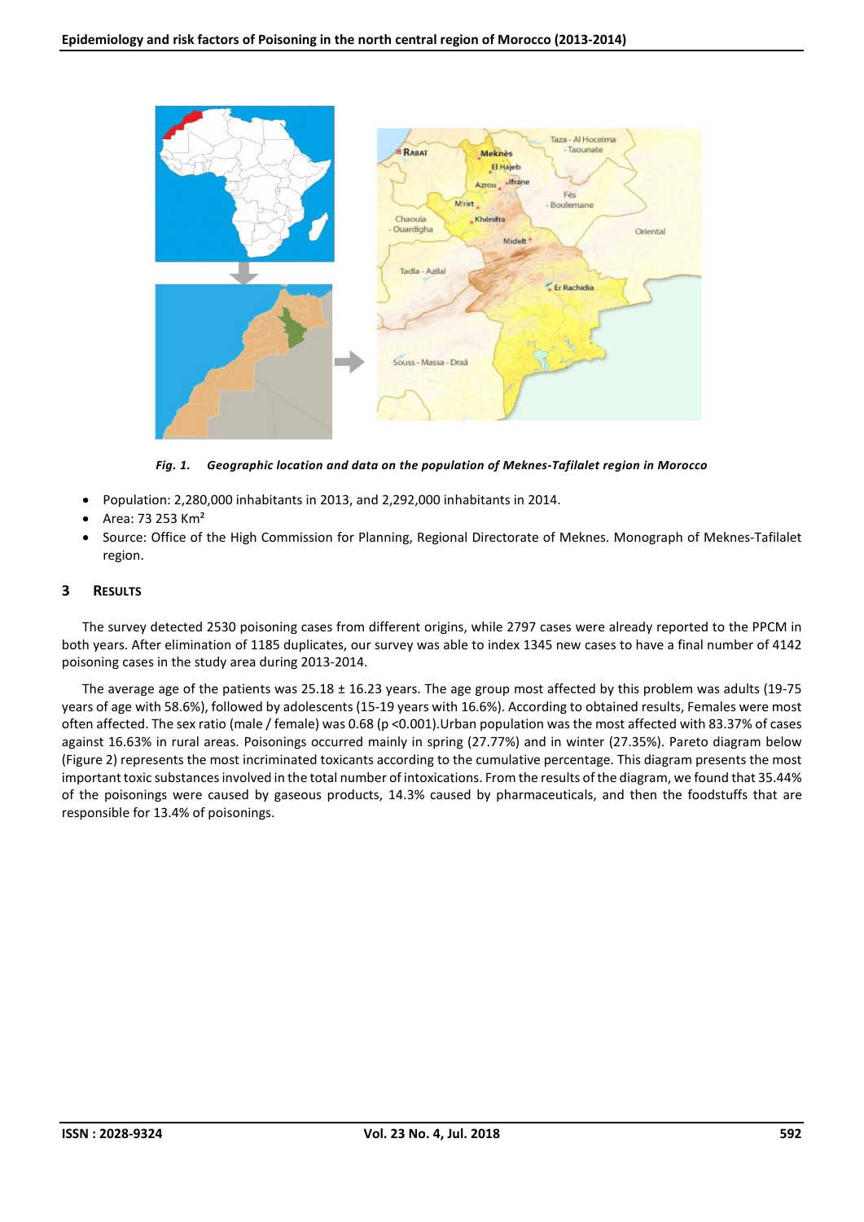*Fig. 1. Geographic location and data on the population of Meknes-Tafilalet region in Morocco*

- Population: 2,280,000 inhabitants in 2013, and 2,292,000 inhabitants in 2014.
- Area: 73 253 Km²
- Source: Office of the High Commission for Planning, Regional Directorate of Meknes. Monograph of Meknes-Tafilalet region.

## 3 RESULTS

The survey detected 2530 poisoning cases from different origins, while 2797 cases were already reported to the PPCM in both years. After elimination of 1185 duplicates, our survey was able to index 1345 new cases to have a final number of 4142 poisoning cases in the study area during 2013-2014.

The average age of the patients was 25.18 ± 16.23 years. The age group most affected by this problem was adults (19-75 years of age with 58.6%), followed by adolescents (15-19 years with 16.6%). According to obtained results, Females were most often affected. The sex ratio (male / female) was 0.68 ($p < 0.001$).Urban population was the most affected with 83.37% of cases against 16.63% in rural areas. Poisonings occurred mainly in spring (27.77%) and in winter (27.35%). Pareto diagram below (Figure 2) represents the most incriminated toxicants according to the cumulative percentage. This diagram presents the most important toxic substances involved in the total number of intoxications. From the results of the diagram, we found that 35.44% of the poisonings were caused by gaseous products, 14.3% caused by pharmaceuticals, and then the foodstuffs that are responsible for 13.4% of poisonings.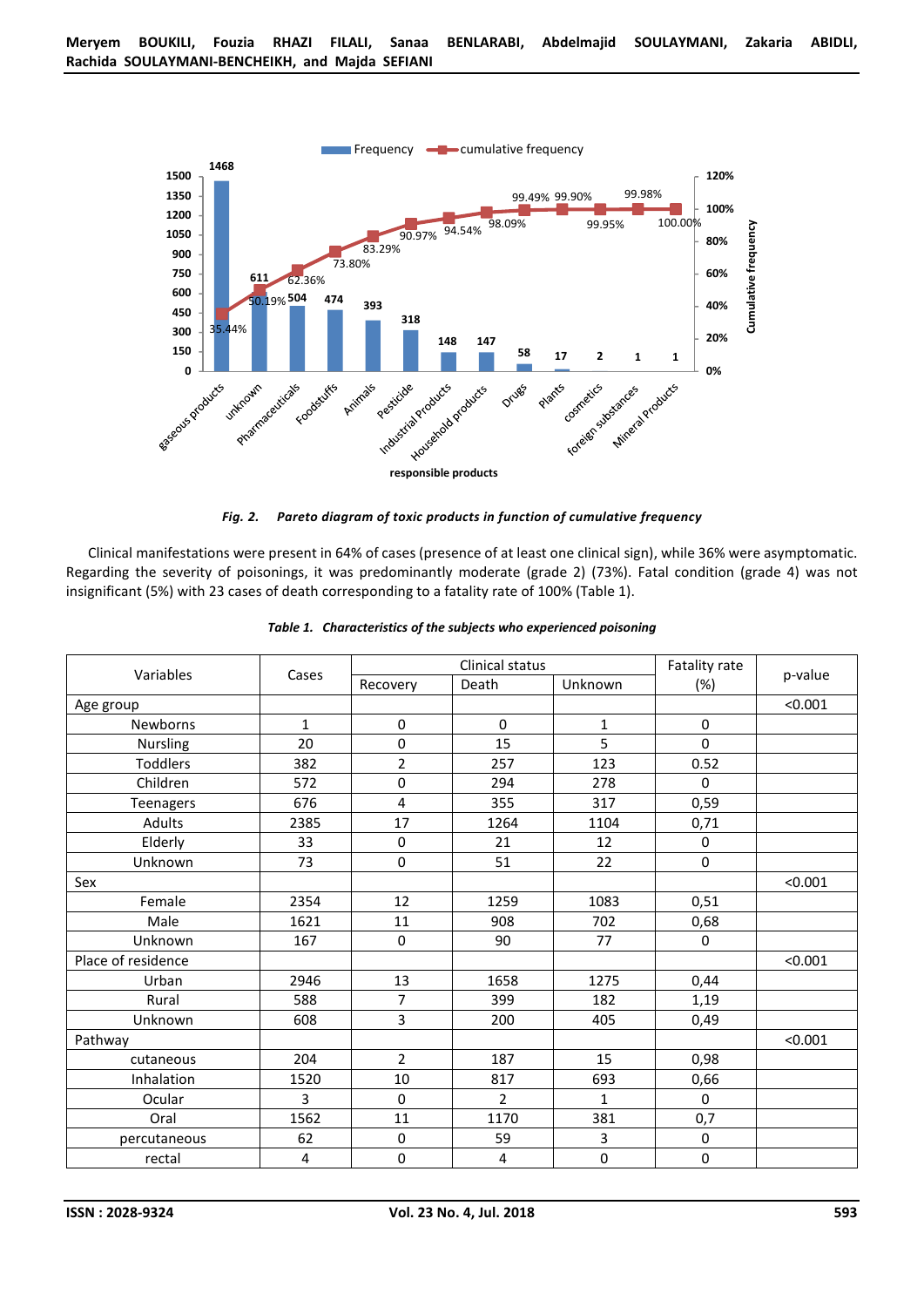*Fig. 2. Pareto diagram of toxic products in function of cumulative frequency*

Clinical manifestations were present in 64% of cases (presence of at least one clinical sign), while 36% were asymptomatic. Regarding the severity of poisonings, it was predominantly moderate (grade 2) (73%). Fatal condition (grade 4) was not insignificant (5%) with 23 cases of death corresponding to a fatality rate of 100% (Table 1).

*Table 1. Characteristics of the subjects who experienced poisoning*

| Variables | Cases | Clinical status | | | Fatality rate (%) | p-value |
|---|---|---|---|---|---|---|
| | | Recovery | Death | Unknown | | |
| Age group | | | | | | <0.001 |
| Newborns | 1 | 0 | 0 | 1 | 0 | |
| Nursling | 20 | 0 | 15 | 5 | 0 | |
| Toddlers | 382 | 2 | 257 | 123 | 0.52 | |
| Children | 572 | 0 | 294 | 278 | 0 | |
| Teenagers | 676 | 4 | 355 | 317 | 0,59 | |
| Adults | 2385 | 17 | 1264 | 1104 | 0,71 | |
| Elderly | 33 | 0 | 21 | 12 | 0 | |
| Unknown | 73 | 0 | 51 | 22 | 0 | |
| Sex | | | | | | <0.001 |
| Female | 2354 | 12 | 1259 | 1083 | 0,51 | |
| Male | 1621 | 11 | 908 | 702 | 0,68 | |
| Unknown | 167 | 0 | 90 | 77 | 0 | |
| Place of residence | | | | | | <0.001 |
| Urban | 2946 | 13 | 1658 | 1275 | 0,44 | |
| Rural | 588 | 7 | 399 | 182 | 1,19 | |
| Unknown | 608 | 3 | 200 | 405 | 0,49 | |
| Pathway | | | | | | <0.001 |
| cutaneous | 204 | 2 | 187 | 15 | 0,98 | |
| Inhalation | 1520 | 10 | 817 | 693 | 0,66 | |
| Ocular | 3 | 0 | 2 | 1 | 0 | |
| Oral | 1562 | 11 | 1170 | 381 | 0,7 | |
| percutaneous | 62 | 0 | 59 | 3 | 0 | |
| rectal | 4 | 0 | 4 | 0 | 0 | |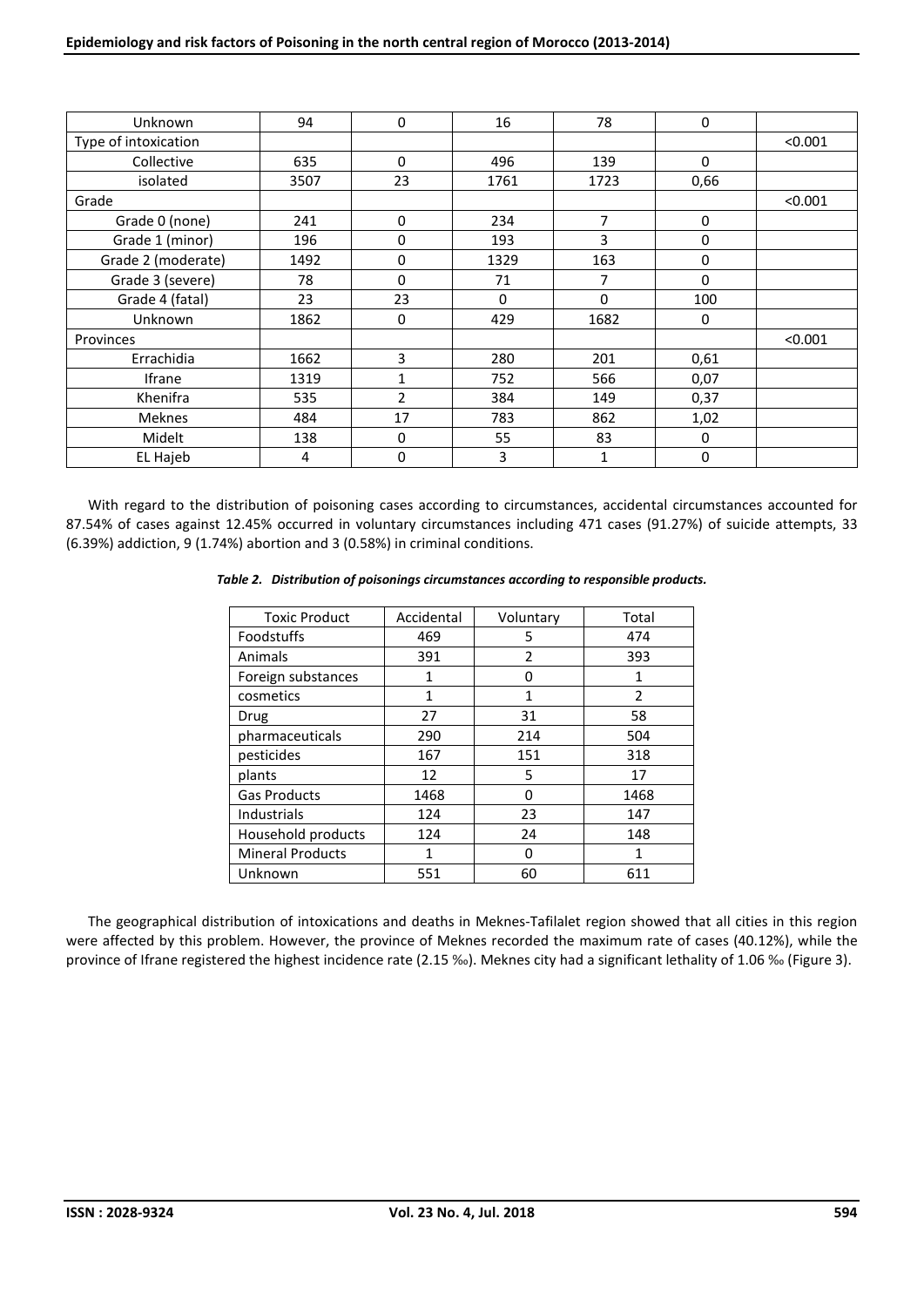| Unknown | 94 | 0 | 16 | 78 | 0 | |
|---|---|---|---|---|---|---|
| Type of intoxication | | | | | | <0.001 |
| Collective | 635 | 0 | 496 | 139 | 0 | |
| isolated | 3507 | 23 | 1761 | 1723 | 0,66 | |
| Grade | | | | | | <0.001 |
| Grade 0 (none) | 241 | 0 | 234 | 7 | 0 | |
| Grade 1 (minor) | 196 | 0 | 193 | 3 | 0 | |
| Grade 2 (moderate) | 1492 | 0 | 1329 | 163 | 0 | |
| Grade 3 (severe) | 78 | 0 | 71 | 7 | 0 | |
| Grade 4 (fatal) | 23 | 23 | 0 | 0 | 100 | |
| Unknown | 1862 | 0 | 429 | 1682 | 0 | |
| Provinces | | | | | | <0.001 |
| Errachidia | 1662 | 3 | 280 | 201 | 0,61 | |
| Ifrane | 1319 | 1 | 752 | 566 | 0,07 | |
| Khenifra | 535 | 2 | 384 | 149 | 0,37 | |
| Meknes | 484 | 17 | 783 | 862 | 1,02 | |
| Midelt | 138 | 0 | 55 | 83 | 0 | |
| EL Hajeb | 4 | 0 | 3 | 1 | 0 | |

With regard to the distribution of poisoning cases according to circumstances, accidental circumstances accounted for 87.54% of cases against 12.45% occurred in voluntary circumstances including 471 cases (91.27%) of suicide attempts, 33 (6.39%) addiction, 9 (1.74%) abortion and 3 (0.58%) in criminal conditions.

*Table 2. Distribution of poisonings circumstances according to responsible products.*

| Toxic Product | Accidental | Voluntary | Total |
|---|---|---|---|
| Foodstuffs | 469 | 5 | 474 |
| Animals | 391 | 2 | 393 |
| Foreign substances | 1 | 0 | 1 |
| cosmetics | 1 | 1 | 2 |
| Drug | 27 | 31 | 58 |
| pharmaceuticals | 290 | 214 | 504 |
| pesticides | 167 | 151 | 318 |
| plants | 12 | 5 | 17 |
| Gas Products | 1468 | 0 | 1468 |
| Industrials | 124 | 23 | 147 |
| Household products | 124 | 24 | 148 |
| Mineral Products | 1 | 0 | 1 |
| Unknown | 551 | 60 | 611 |

The geographical distribution of intoxications and deaths in Meknes-Tafilalet region showed that all cities in this region were affected by this problem. However, the province of Meknes recorded the maximum rate of cases (40.12%), while the province of Ifrane registered the highest incidence rate (2.15 ‰). Meknes city had a significant lethality of 1.06 ‰ (Figure 3).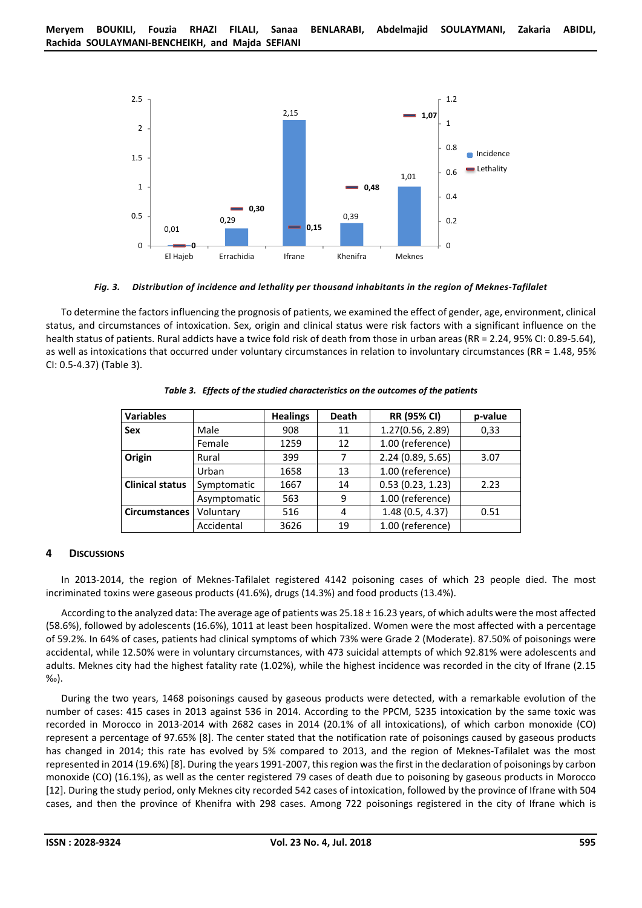Fig. 3. *Distribution of incidence and lethality per thousand inhabitants in the region of Meknes-Tafilalet*

To determine the factors influencing the prognosis of patients, we examined the effect of gender, age, environment, clinical status, and circumstances of intoxication. Sex, origin and clinical status were risk factors with a significant influence on the health status of patients. Rural addicts have a twice fold risk of death from those in urban areas (RR = 2.24, 95% CI: 0.89-5.64), as well as intoxications that occurred under voluntary circumstances in relation to involuntary circumstances (RR = 1.48, 95% CI: 0.5-4.37) (Table 3).

*Table 3. Effects of the studied characteristics on the outcomes of the patients*

| Variables | | Healings | Death | RR (95% CI) | p-value |
|---|---|---|---|---|---|
| **Sex** | Male | 908 | 11 | 1.27(0.56, 2.89) | 0,33 |
| | Female | 1259 | 12 | 1.00 (reference) | |
| **Origin** | Rural | 399 | 7 | 2.24 (0.89, 5.65) | 3.07 |
| | Urban | 1658 | 13 | 1.00 (reference) | |
| **Clinical status** | Symptomatic | 1667 | 14 | 0.53 (0.23, 1.23) | 2.23 |
| | Asymptomatic | 563 | 9 | 1.00 (reference) | |
| **Circumstances** | Voluntary | 516 | 4 | 1.48 (0.5, 4.37) | 0.51 |
| | Accidental | 3626 | 19 | 1.00 (reference) | |

## 4 DISCUSSIONS

In 2013-2014, the region of Meknes-Tafilalet registered 4142 poisoning cases of which 23 people died. The most incriminated toxins were gaseous products (41.6%), drugs (14.3%) and food products (13.4%).

According to the analyzed data: The average age of patients was 25.18 ± 16.23 years, of which adults were the most affected (58.6%), followed by adolescents (16.6%), 1011 at least been hospitalized. Women were the most affected with a percentage of 59.2%. In 64% of cases, patients had clinical symptoms of which 73% were Grade 2 (Moderate). 87.50% of poisonings were accidental, while 12.50% were in voluntary circumstances, with 473 suicidal attempts of which 92.81% were adolescents and adults. Meknes city had the highest fatality rate (1.02%), while the highest incidence was recorded in the city of Ifrane (2.15 ‰).

During the two years, 1468 poisonings caused by gaseous products were detected, with a remarkable evolution of the number of cases: 415 cases in 2013 against 536 in 2014. According to the PPCM, 5235 intoxication by the same toxic was recorded in Morocco in 2013-2014 with 2682 cases in 2014 (20.1% of all intoxications), of which carbon monoxide (CO) represent a percentage of 97.65% [8]. The center stated that the notification rate of poisonings caused by gaseous products has changed in 2014; this rate has evolved by 5% compared to 2013, and the region of Meknes-Tafilalet was the most represented in 2014 (19.6%) [8]. During the years 1991-2007, this region was the first in the declaration of poisonings by carbon monoxide (CO) (16.1%), as well as the center registered 79 cases of death due to poisoning by gaseous products in Morocco [12]. During the study period, only Meknes city recorded 542 cases of intoxication, followed by the province of Ifrane with 504 cases, and then the province of Khenifra with 298 cases. Among 722 poisonings registered in the city of Ifrane which is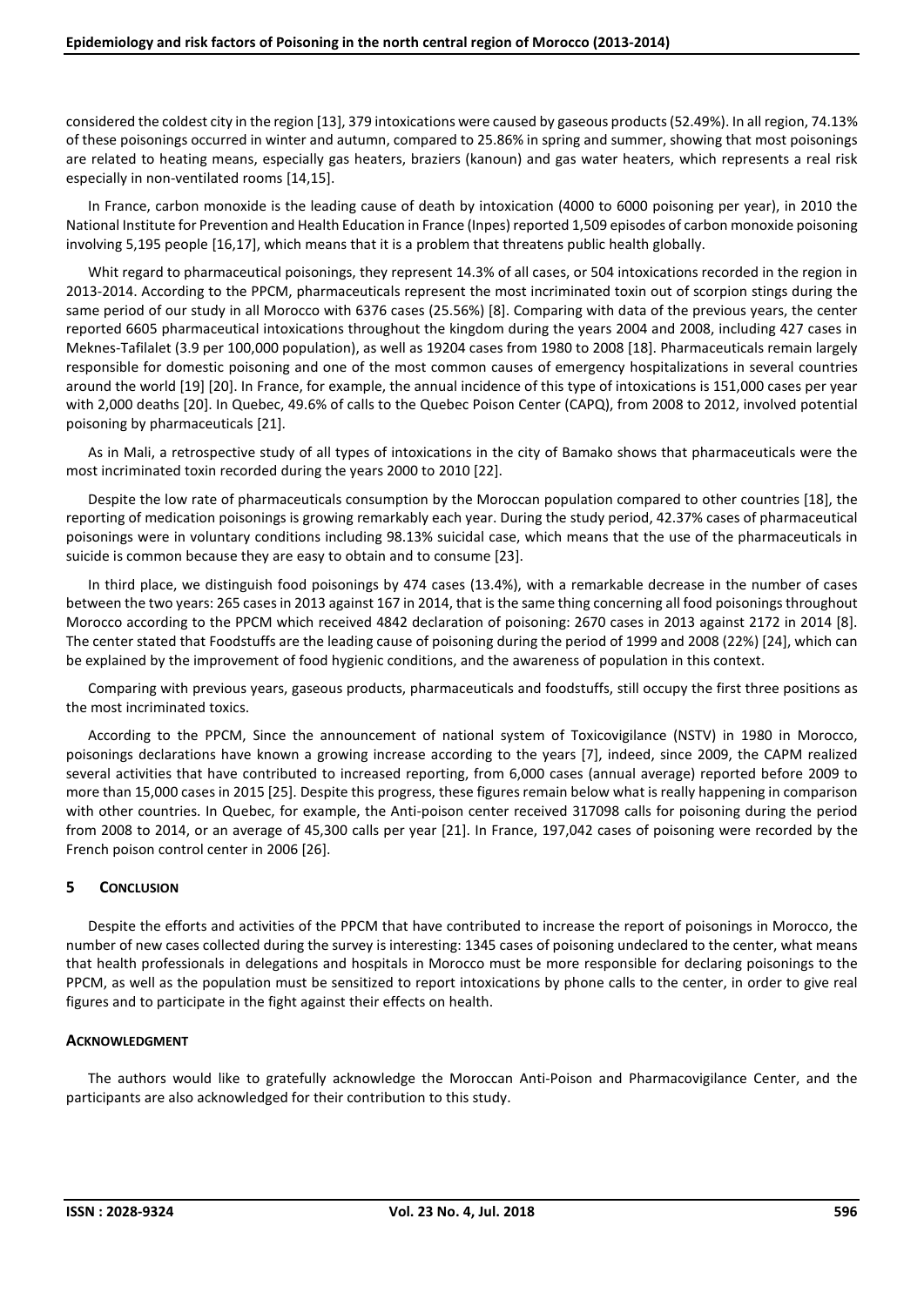considered the coldest city in the region [13], 379 intoxications were caused by gaseous products (52.49%). In all region, 74.13% of these poisonings occurred in winter and autumn, compared to 25.86% in spring and summer, showing that most poisonings are related to heating means, especially gas heaters, braziers (kanoun) and gas water heaters, which represents a real risk especially in non-ventilated rooms [14,15].

In France, carbon monoxide is the leading cause of death by intoxication (4000 to 6000 poisoning per year), in 2010 the National Institute for Prevention and Health Education in France (Inpes) reported 1,509 episodes of carbon monoxide poisoning involving 5,195 people [16,17], which means that it is a problem that threatens public health globally.

Whit regard to pharmaceutical poisonings, they represent 14.3% of all cases, or 504 intoxications recorded in the region in 2013-2014. According to the PPCM, pharmaceuticals represent the most incriminated toxin out of scorpion stings during the same period of our study in all Morocco with 6376 cases (25.56%) [8]. Comparing with data of the previous years, the center reported 6605 pharmaceutical intoxications throughout the kingdom during the years 2004 and 2008, including 427 cases in Meknes-Tafilalet (3.9 per 100,000 population), as well as 19204 cases from 1980 to 2008 [18]. Pharmaceuticals remain largely responsible for domestic poisoning and one of the most common causes of emergency hospitalizations in several countries around the world [19] [20]. In France, for example, the annual incidence of this type of intoxications is 151,000 cases per year with 2,000 deaths [20]. In Quebec, 49.6% of calls to the Quebec Poison Center (CAPQ), from 2008 to 2012, involved potential poisoning by pharmaceuticals [21].

As in Mali, a retrospective study of all types of intoxications in the city of Bamako shows that pharmaceuticals were the most incriminated toxin recorded during the years 2000 to 2010 [22].

Despite the low rate of pharmaceuticals consumption by the Moroccan population compared to other countries [18], the reporting of medication poisonings is growing remarkably each year. During the study period, 42.37% cases of pharmaceutical poisonings were in voluntary conditions including 98.13% suicidal case, which means that the use of the pharmaceuticals in suicide is common because they are easy to obtain and to consume [23].

In third place, we distinguish food poisonings by 474 cases (13.4%), with a remarkable decrease in the number of cases between the two years: 265 cases in 2013 against 167 in 2014, that is the same thing concerning all food poisonings throughout Morocco according to the PPCM which received 4842 declaration of poisoning: 2670 cases in 2013 against 2172 in 2014 [8]. The center stated that Foodstuffs are the leading cause of poisoning during the period of 1999 and 2008 (22%) [24], which can be explained by the improvement of food hygienic conditions, and the awareness of population in this context.

Comparing with previous years, gaseous products, pharmaceuticals and foodstuffs, still occupy the first three positions as the most incriminated toxics.

According to the PPCM, Since the announcement of national system of Toxicovigilance (NSTV) in 1980 in Morocco, poisonings declarations have known a growing increase according to the years [7], indeed, since 2009, the CAPM realized several activities that have contributed to increased reporting, from 6,000 cases (annual average) reported before 2009 to more than 15,000 cases in 2015 [25]. Despite this progress, these figures remain below what is really happening in comparison with other countries. In Quebec, for example, the Anti-poison center received 317098 calls for poisoning during the period from 2008 to 2014, or an average of 45,300 calls per year [21]. In France, 197,042 cases of poisoning were recorded by the French poison control center in 2006 [26].

## 5 Conclusion

Despite the efforts and activities of the PPCM that have contributed to increase the report of poisonings in Morocco, the number of new cases collected during the survey is interesting: 1345 cases of poisoning undeclared to the center, what means that health professionals in delegations and hospitals in Morocco must be more responsible for declaring poisonings to the PPCM, as well as the population must be sensitized to report intoxications by phone calls to the center, in order to give real figures and to participate in the fight against their effects on health.

## Acknowledgment

The authors would like to gratefully acknowledge the Moroccan Anti-Poison and Pharmacovigilance Center, and the participants are also acknowledged for their contribution to this study.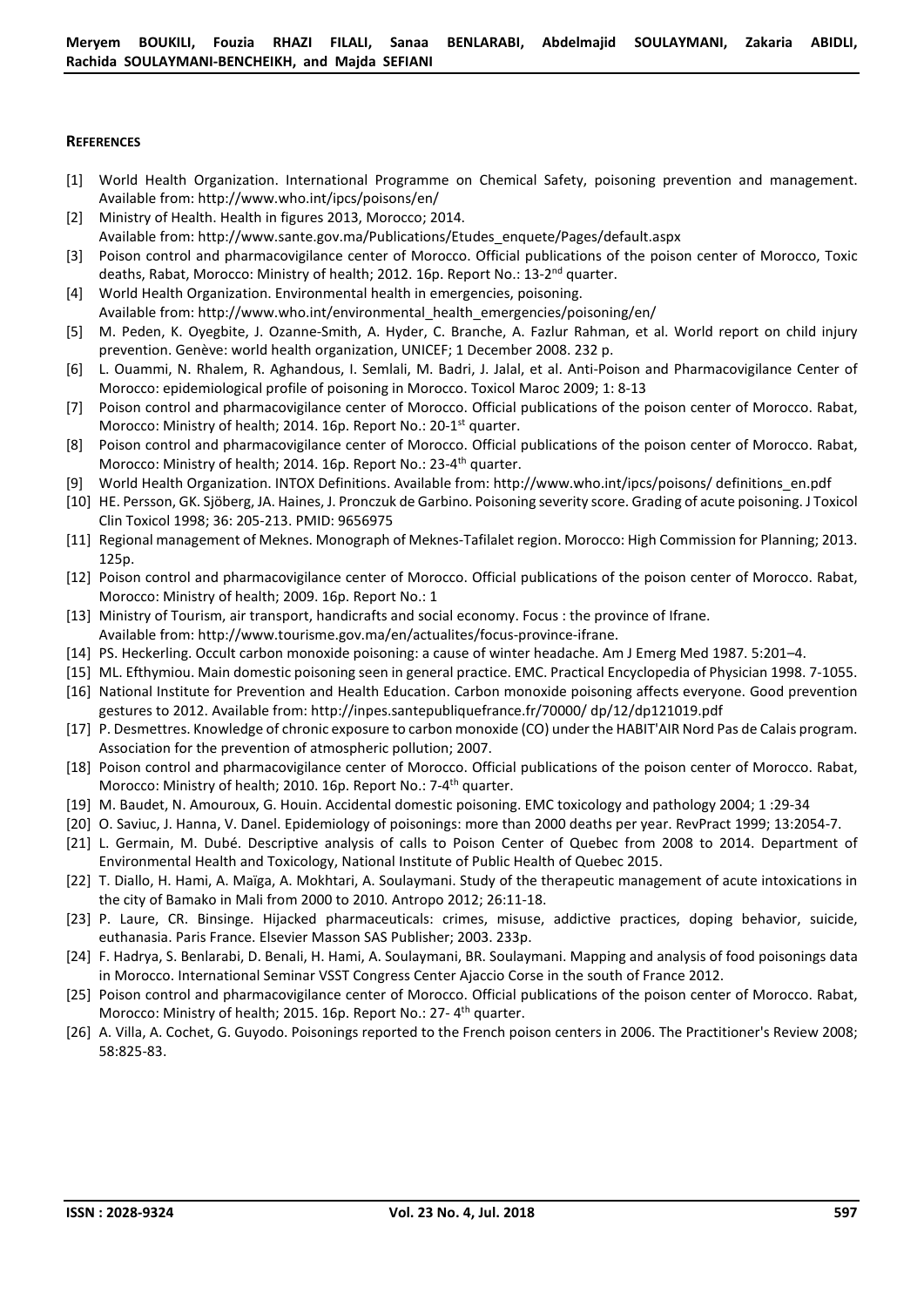## REFERENCES

[1] World Health Organization. International Programme on Chemical Safety, poisoning prevention and management. Available from: http://www.who.int/ipcs/poisons/en/

[2] Ministry of Health. Health in figures 2013, Morocco; 2014. Available from: http://www.sante.gov.ma/Publications/Etudes_enquete/Pages/default.aspx

[3] Poison control and pharmacovigilance center of Morocco. Official publications of the poison center of Morocco, Toxic deaths, Rabat, Morocco: Ministry of health; 2012. 16p. Report No.: 13-2nd quarter.

[4] World Health Organization. Environmental health in emergencies, poisoning. Available from: http://www.who.int/environmental_health_emergencies/poisoning/en/

[5] M. Peden, K. Oyegbite, J. Ozanne-Smith, A. Hyder, C. Branche, A. Fazlur Rahman, et al. World report on child injury prevention. Genève: world health organization, UNICEF; 1 December 2008. 232 p.

[6] L. Ouammi, N. Rhalem, R. Aghandous, I. Semlali, M. Badri, J. Jalal, et al. Anti-Poison and Pharmacovigilance Center of Morocco: epidemiological profile of poisoning in Morocco. Toxicol Maroc 2009; 1: 8-13

[7] Poison control and pharmacovigilance center of Morocco. Official publications of the poison center of Morocco. Rabat, Morocco: Ministry of health; 2014. 16p. Report No.: 20-1st quarter.

[8] Poison control and pharmacovigilance center of Morocco. Official publications of the poison center of Morocco. Rabat, Morocco: Ministry of health; 2014. 16p. Report No.: 23-4th quarter.

[9] World Health Organization. INTOX Definitions. Available from: http://www.who.int/ipcs/poisons/ definitions_en.pdf

[10] HE. Persson, GK. Sjöberg, JA. Haines, J. Pronczuk de Garbino. Poisoning severity score. Grading of acute poisoning. J Toxicol Clin Toxicol 1998; 36: 205-213. PMID: 9656975

[11] Regional management of Meknes. Monograph of Meknes-Tafilalet region. Morocco: High Commission for Planning; 2013. 125p.

[12] Poison control and pharmacovigilance center of Morocco. Official publications of the poison center of Morocco. Rabat, Morocco: Ministry of health; 2009. 16p. Report No.: 1

[13] Ministry of Tourism, air transport, handicrafts and social economy. Focus : the province of Ifrane. Available from: http://www.tourisme.gov.ma/en/actualites/focus-province-ifrane.

[14] PS. Heckerling. Occult carbon monoxide poisoning: a cause of winter headache. Am J Emerg Med 1987. 5:201–4.

[15] ML. Efthymiou. Main domestic poisoning seen in general practice. EMC. Practical Encyclopedia of Physician 1998. 7-1055.

[16] National Institute for Prevention and Health Education. Carbon monoxide poisoning affects everyone. Good prevention gestures to 2012. Available from: http://inpes.santepubliquefrance.fr/70000/ dp/12/dp121019.pdf

[17] P. Desmettres. Knowledge of chronic exposure to carbon monoxide (CO) under the HABIT'AIR Nord Pas de Calais program. Association for the prevention of atmospheric pollution; 2007.

[18] Poison control and pharmacovigilance center of Morocco. Official publications of the poison center of Morocco. Rabat, Morocco: Ministry of health; 2010. 16p. Report No.: 7-4th quarter.

[19] M. Baudet, N. Amouroux, G. Houin. Accidental domestic poisoning. EMC toxicology and pathology 2004; 1 :29-34

[20] O. Saviuc, J. Hanna, V. Danel. Epidemiology of poisonings: more than 2000 deaths per year. RevPract 1999; 13:2054-7.

[21] L. Germain, M. Dubé. Descriptive analysis of calls to Poison Center of Quebec from 2008 to 2014. Department of Environmental Health and Toxicology, National Institute of Public Health of Quebec 2015.

[22] T. Diallo, H. Hami, A. Maïga, A. Mokhtari, A. Soulaymani. Study of the therapeutic management of acute intoxications in the city of Bamako in Mali from 2000 to 2010. Antropo 2012; 26:11-18.

[23] P. Laure, CR. Binsinge. Hijacked pharmaceuticals: crimes, misuse, addictive practices, doping behavior, suicide, euthanasia. Paris France. Elsevier Masson SAS Publisher; 2003. 233p.

[24] F. Hadrya, S. Benlarabi, D. Benali, H. Hami, A. Soulaymani, BR. Soulaymani. Mapping and analysis of food poisonings data in Morocco. International Seminar VSST Congress Center Ajaccio Corse in the south of France 2012.

[25] Poison control and pharmacovigilance center of Morocco. Official publications of the poison center of Morocco. Rabat, Morocco: Ministry of health; 2015. 16p. Report No.: 27- 4th quarter.

[26] A. Villa, A. Cochet, G. Guyodo. Poisonings reported to the French poison centers in 2006. The Practitioner's Review 2008; 58:825-83.